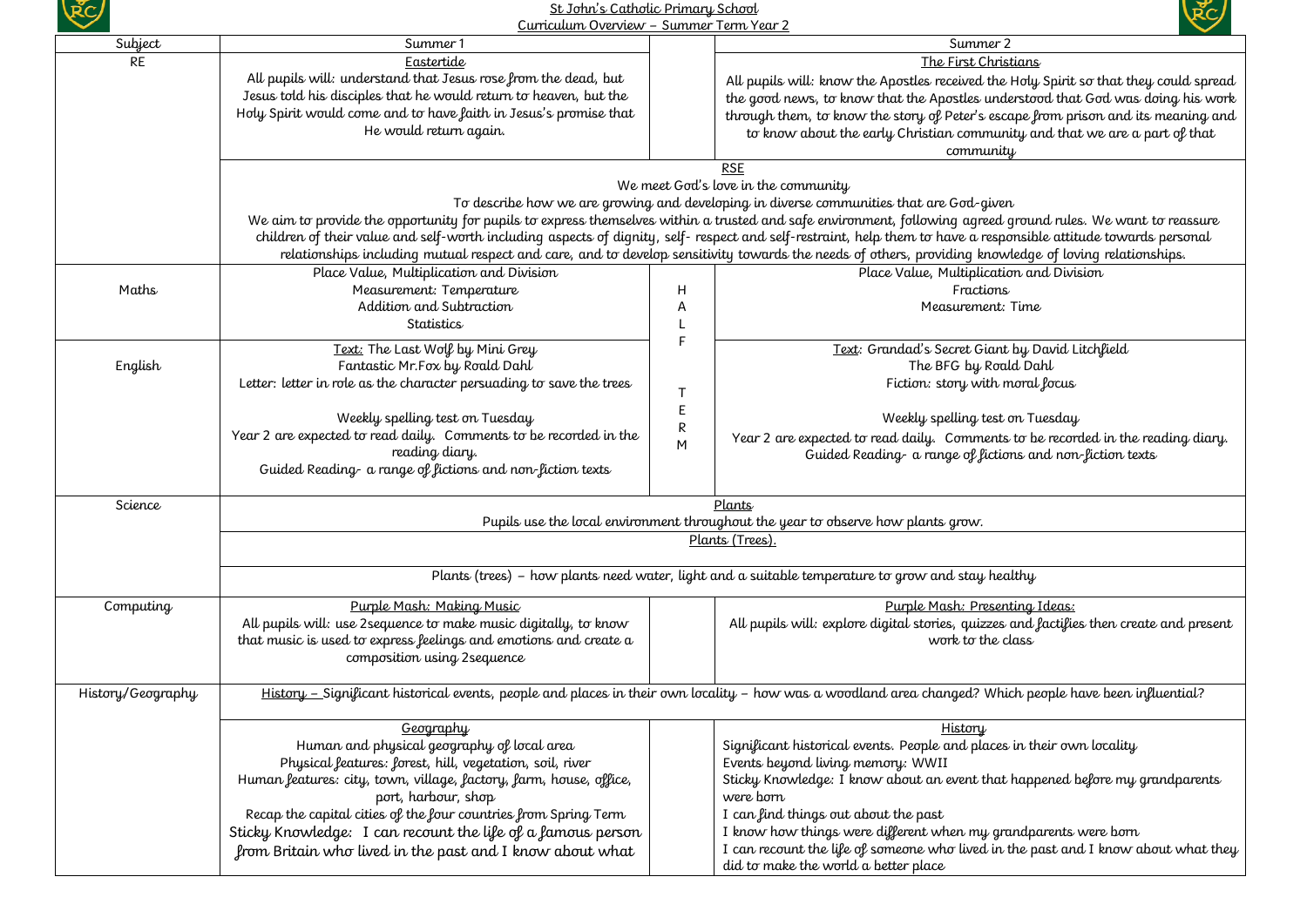St John's Catholic Primary School

Curriculum Overview – Summer Term Year 2

| Subject | Summer 1 | | Summer 2 |
|---|---|---|---|
| RE | Eastertide<br>All pupils will: understand that Jesus rose from the dead, but Jesus told his disciples that he would return to heaven, but the Holy Spirit would come and to have faith in Jesus's promise that He would return again. | | The First Christians<br>All pupils will: know the Apostles received the Holy Spirit so that they could spread the good news, to know that the Apostles understood that God was doing his work through them, to know the story of Peter's escape from prison and its meaning and to know about the early Christian community and that we are a part of that community |
| | RSE<br>We meet God's love in the community<br>To describe how we are growing and developing in diverse communities that are God-given<br>We aim to provide the opportunity for pupils to express themselves within a trusted and safe environment, following agreed ground rules. We want to reassure children of their value and self-worth including aspects of dignity, self- respect and self-restraint, help them to have a responsible attitude towards personal relationships including mutual respect and care, and to develop sensitivity towards the needs of others, providing knowledge of loving relationships. | | |
| Maths | Place Value, Multiplication and Division<br>Measurement: Temperature<br>Addition and Subtraction<br>Statistics | HALF TERM | Place Value, Multiplication and Division<br>Fractions<br>Measurement: Time |
| English | Text: The Last Wolf by Mini Grey<br>Fantastic Mr.Fox by Roald Dahl<br>Letter: letter in role as the character persuading to save the trees<br><br>Weekly spelling test on Tuesday<br>Year 2 are expected to read daily. Comments to be recorded in the reading diary.<br>Guided Reading- a range of fictions and non-fiction texts | | Text: Grandad's Secret Giant by David Litchfield<br>The BFG by Roald Dahl<br>Fiction: story with moral focus<br><br>Weekly spelling test on Tuesday<br>Year 2 are expected to read daily. Comments to be recorded in the reading diary.<br>Guided Reading- a range of fictions and non-fiction texts |
| Science | Plants<br>Pupils use the local environment throughout the year to observe how plants grow. | | |
| | Plants (Trees). | | |
| | Plants (trees) – how plants need water, light and a suitable temperature to grow and stay healthy | | |
| Computing | Purple Mash: Making Music<br>All pupils will: use 2sequence to make music digitally, to know that music is used to express feelings and emotions and create a composition using 2sequence | | Purple Mash: Presenting Ideas:<br>All pupils will: explore digital stories, quizzes and factfiles then create and present work to the class |
| History/Geography | History – Significant historical events, people and places in their own locality – how was a woodland area changed? Which people have been influential? | | |
| | Geography<br>Human and physical geography of local area<br>Physical features: forest, hill, vegetation, soil, river<br>Human features: city, town, village, factory, farm, house, office, port, harbour, shop<br>Recap the capital cities of the four countries from Spring Term<br>Sticky Knowledge: I can recount the life of a famous person from Britain who lived in the past and I know about what | | History<br>Significant historical events. People and places in their own locality<br>Events beyond living memory: WWII<br>Sticky Knowledge: I know about an event that happened before my grandparents were born<br>I can find things out about the past<br>I know how things were different when my grandparents were born<br>I can recount the life of someone who lived in the past and I know about what they did to make the world a better place |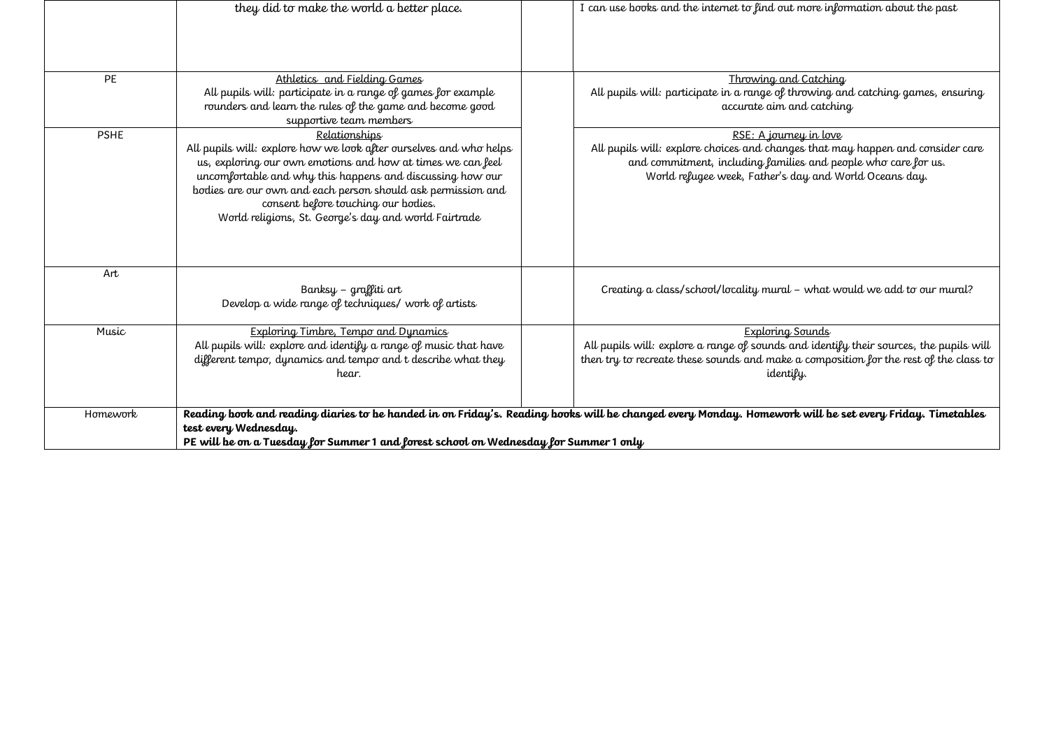| | | | |
|---|---|---|---|
| | they did to make the world a better place. | | I can use books and the internet to find out more information about the past |
| PE | Athletics and Fielding Games<br>All pupils will: participate in a range of games for example rounders and learn the rules of the game and become good supportive team members | | Throwing and Catching<br>All pupils will: participate in a range of throwing and catching games, ensuring accurate aim and catching |
| PSHE | Relationships<br>All pupils will: explore how we look after ourselves and who helps us, exploring our own emotions and how at times we can feel uncomfortable and why this happens and discussing how our bodies are our own and each person should ask permission and consent before touching our bodies.<br>World religions, St. George's day and world Fairtrade | | RSE: A journey in love<br>All pupils will: explore choices and changes that may happen and consider care and commitment, including families and people who care for us.<br>World refugee week, Father's day and World Oceans day. |
| Art | Banksy – graffiti art<br>Develop a wide range of techniques/ work of artists | | Creating a class/school/locality mural – what would we add to our mural? |
| Music | Exploring Timbre, Tempo and Dynamics<br>All pupils will: explore and identify a range of music that have different tempo, dynamics and tempo and t describe what they hear. | | Exploring Sounds<br>All pupils will: explore a range of sounds and identify their sources, the pupils will then try to recreate these sounds and make a composition for the rest of the class to identify. |
| Homework | **Reading book and reading diaries to be handed in on Friday's. Reading books will be changed every Monday. Homework will be set every Friday. Timetables test every Wednesday.**<br>**PE will be on a Tuesday for Summer 1 and forest school on Wednesday for Summer 1 only** | | |